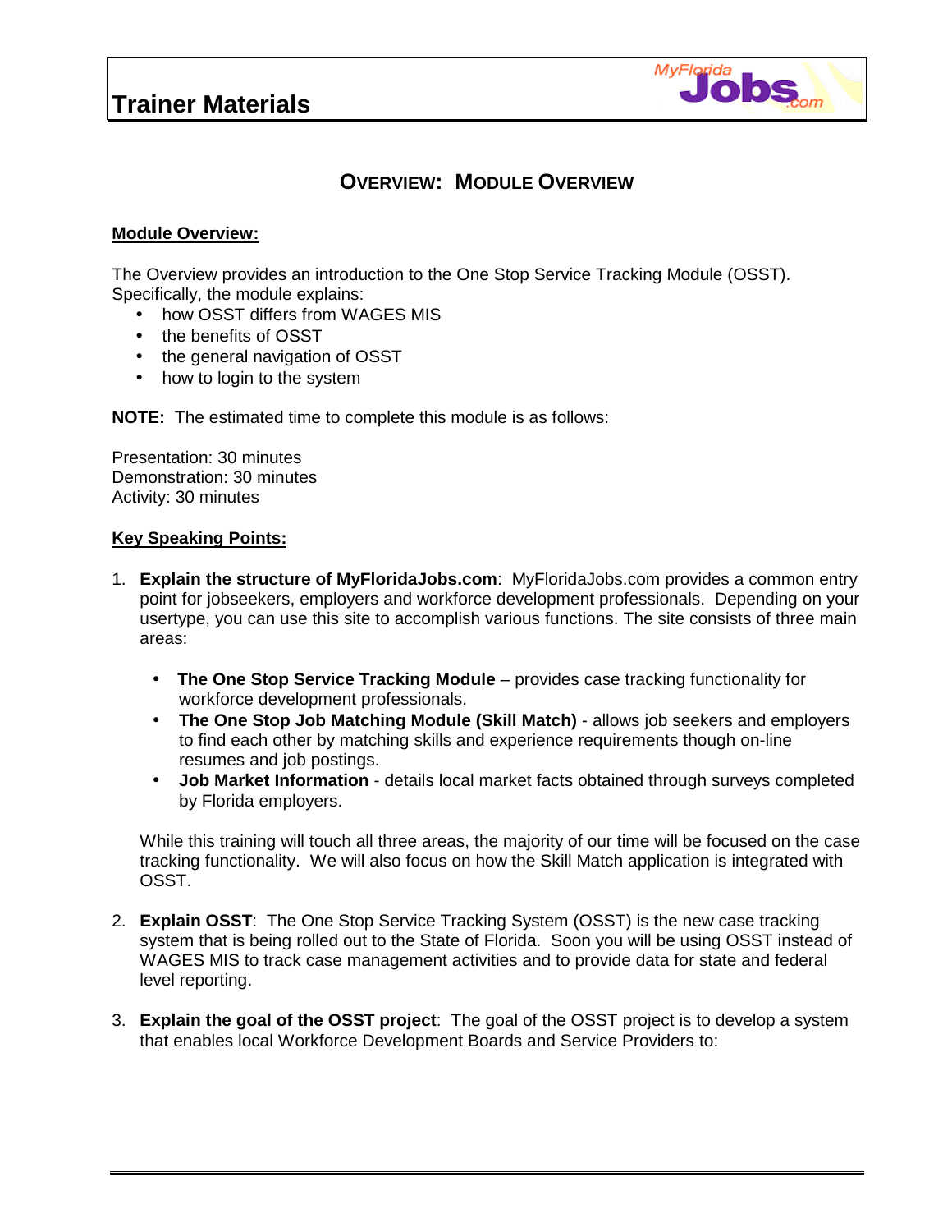# Trainer Materials

## OVERVIEW: MODULE OVERVIEW

**Module Overview:**

The Overview provides an introduction to the One Stop Service Tracking Module (OSST). Specifically, the module explains:

- how OSST differs from WAGES MIS
- the benefits of OSST
- the general navigation of OSST
- how to login to the system

**NOTE:** The estimated time to complete this module is as follows:

Presentation: 30 minutes
Demonstration: 30 minutes
Activity: 30 minutes

**Key Speaking Points:**

1. **Explain the structure of MyFloridaJobs.com**: MyFloridaJobs.com provides a common entry point for jobseekers, employers and workforce development professionals. Depending on your usertype, you can use this site to accomplish various functions. The site consists of three main areas:

   - **The One Stop Service Tracking Module** – provides case tracking functionality for workforce development professionals.
   - **The One Stop Job Matching Module (Skill Match)** - allows job seekers and employers to find each other by matching skills and experience requirements though on-line resumes and job postings.
   - **Job Market Information** - details local market facts obtained through surveys completed by Florida employers.

   While this training will touch all three areas, the majority of our time will be focused on the case tracking functionality. We will also focus on how the Skill Match application is integrated with OSST.

2. **Explain OSST**: The One Stop Service Tracking System (OSST) is the new case tracking system that is being rolled out to the State of Florida. Soon you will be using OSST instead of WAGES MIS to track case management activities and to provide data for state and federal level reporting.

3. **Explain the goal of the OSST project**: The goal of the OSST project is to develop a system that enables local Workforce Development Boards and Service Providers to: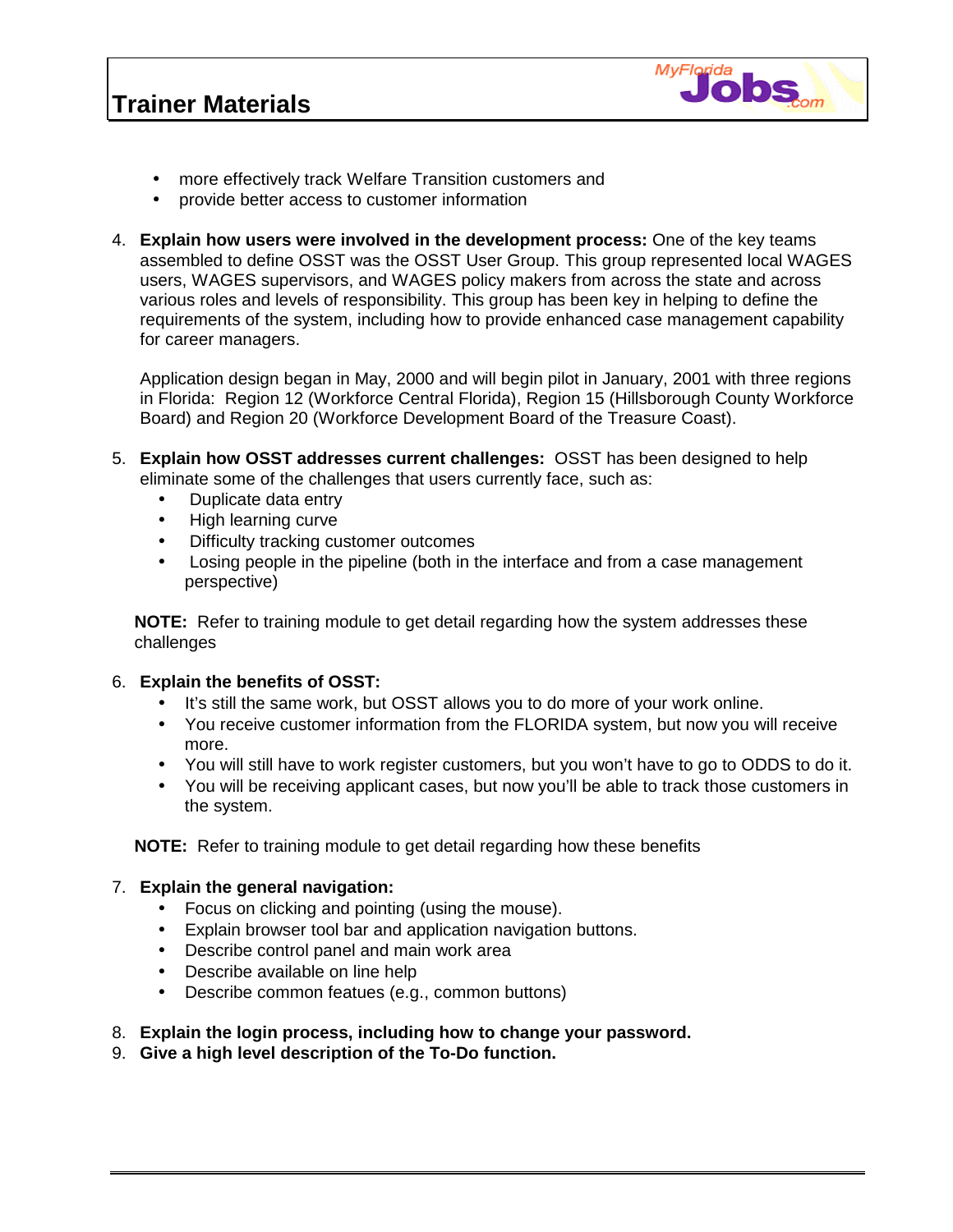- more effectively track Welfare Transition customers and
- provide better access to customer information

4. **Explain how users were involved in the development process:** One of the key teams assembled to define OSST was the OSST User Group. This group represented local WAGES users, WAGES supervisors, and WAGES policy makers from across the state and across various roles and levels of responsibility. This group has been key in helping to define the requirements of the system, including how to provide enhanced case management capability for career managers.

   Application design began in May, 2000 and will begin pilot in January, 2001 with three regions in Florida: Region 12 (Workforce Central Florida), Region 15 (Hillsborough County Workforce Board) and Region 20 (Workforce Development Board of the Treasure Coast).

5. **Explain how OSST addresses current challenges:** OSST has been designed to help eliminate some of the challenges that users currently face, such as:
   - Duplicate data entry
   - High learning curve
   - Difficulty tracking customer outcomes
   - Losing people in the pipeline (both in the interface and from a case management perspective)

   **NOTE:** Refer to training module to get detail regarding how the system addresses these challenges

6. **Explain the benefits of OSST:**
   - It's still the same work, but OSST allows you to do more of your work online.
   - You receive customer information from the FLORIDA system, but now you will receive more.
   - You will still have to work register customers, but you won't have to go to ODDS to do it.
   - You will be receiving applicant cases, but now you'll be able to track those customers in the system.

   **NOTE:** Refer to training module to get detail regarding how these benefits

7. **Explain the general navigation:**
   - Focus on clicking and pointing (using the mouse).
   - Explain browser tool bar and application navigation buttons.
   - Describe control panel and main work area
   - Describe available on line help
   - Describe common featues (e.g., common buttons)

8. **Explain the login process, including how to change your password.**
9. **Give a high level description of the To-Do function.**